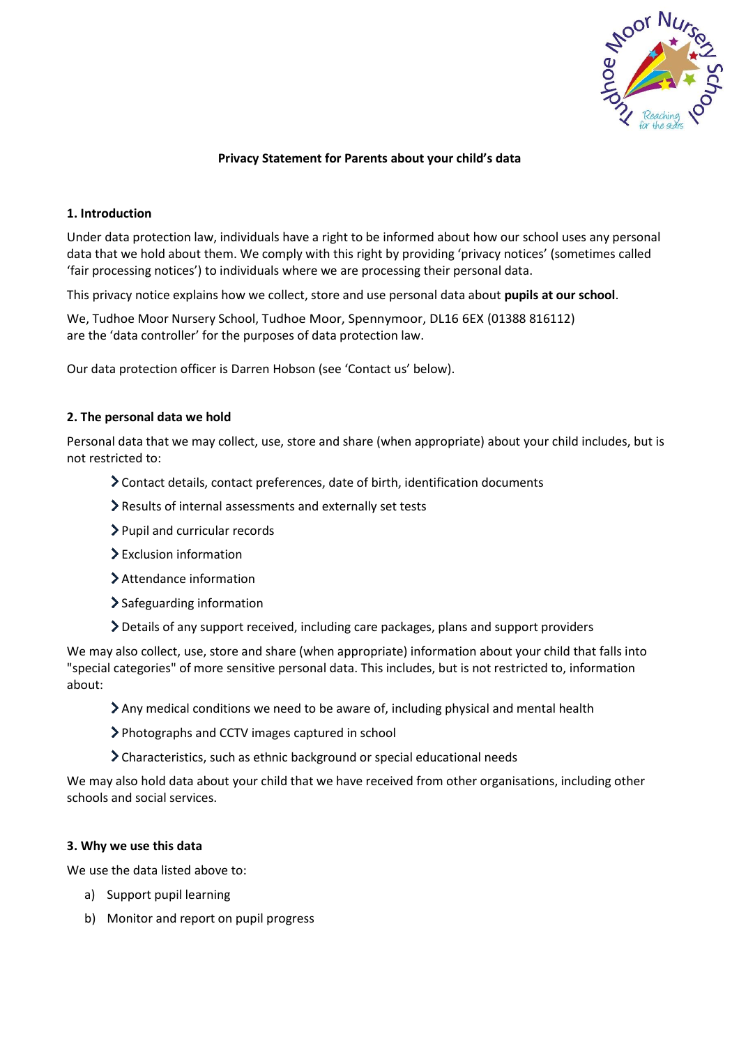**Privacy Statement for Parents about your child's data**

## 1. Introduction

Under data protection law, individuals have a right to be informed about how our school uses any personal data that we hold about them. We comply with this right by providing 'privacy notices' (sometimes called 'fair processing notices') to individuals where we are processing their personal data.

This privacy notice explains how we collect, store and use personal data about **pupils at our school**.

We, Tudhoe Moor Nursery School, Tudhoe Moor, Spennymoor, DL16 6EX (01388 816112) are the 'data controller' for the purposes of data protection law.

Our data protection officer is Darren Hobson (see 'Contact us' below).

## 2. The personal data we hold

Personal data that we may collect, use, store and share (when appropriate) about your child includes, but is not restricted to:

- Contact details, contact preferences, date of birth, identification documents
- Results of internal assessments and externally set tests
- Pupil and curricular records
- Exclusion information
- Attendance information
- Safeguarding information
- Details of any support received, including care packages, plans and support providers

We may also collect, use, store and share (when appropriate) information about your child that falls into "special categories" of more sensitive personal data. This includes, but is not restricted to, information about:

- Any medical conditions we need to be aware of, including physical and mental health
- Photographs and CCTV images captured in school
- Characteristics, such as ethnic background or special educational needs

We may also hold data about your child that we have received from other organisations, including other schools and social services.

## 3. Why we use this data

We use the data listed above to:

a) Support pupil learning
b) Monitor and report on pupil progress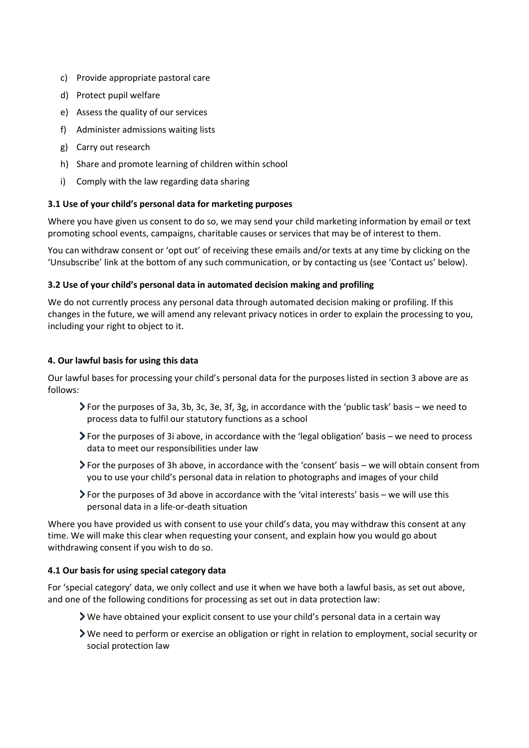c) Provide appropriate pastoral care
d) Protect pupil welfare
e) Assess the quality of our services
f) Administer admissions waiting lists
g) Carry out research
h) Share and promote learning of children within school
i) Comply with the law regarding data sharing

### 3.1 Use of your child's personal data for marketing purposes

Where you have given us consent to do so, we may send your child marketing information by email or text promoting school events, campaigns, charitable causes or services that may be of interest to them.

You can withdraw consent or 'opt out' of receiving these emails and/or texts at any time by clicking on the 'Unsubscribe' link at the bottom of any such communication, or by contacting us (see 'Contact us' below).

### 3.2 Use of your child's personal data in automated decision making and profiling

We do not currently process any personal data through automated decision making or profiling. If this changes in the future, we will amend any relevant privacy notices in order to explain the processing to you, including your right to object to it.

## 4. Our lawful basis for using this data

Our lawful bases for processing your child's personal data for the purposes listed in section 3 above are as follows:

- For the purposes of 3a, 3b, 3c, 3e, 3f, 3g, in accordance with the 'public task' basis – we need to process data to fulfil our statutory functions as a school
- For the purposes of 3i above, in accordance with the 'legal obligation' basis – we need to process data to meet our responsibilities under law
- For the purposes of 3h above, in accordance with the 'consent' basis – we will obtain consent from you to use your child's personal data in relation to photographs and images of your child
- For the purposes of 3d above in accordance with the 'vital interests' basis – we will use this personal data in a life-or-death situation

Where you have provided us with consent to use your child's data, you may withdraw this consent at any time. We will make this clear when requesting your consent, and explain how you would go about withdrawing consent if you wish to do so.

### 4.1 Our basis for using special category data

For 'special category' data, we only collect and use it when we have both a lawful basis, as set out above, and one of the following conditions for processing as set out in data protection law:

- We have obtained your explicit consent to use your child's personal data in a certain way
- We need to perform or exercise an obligation or right in relation to employment, social security or social protection law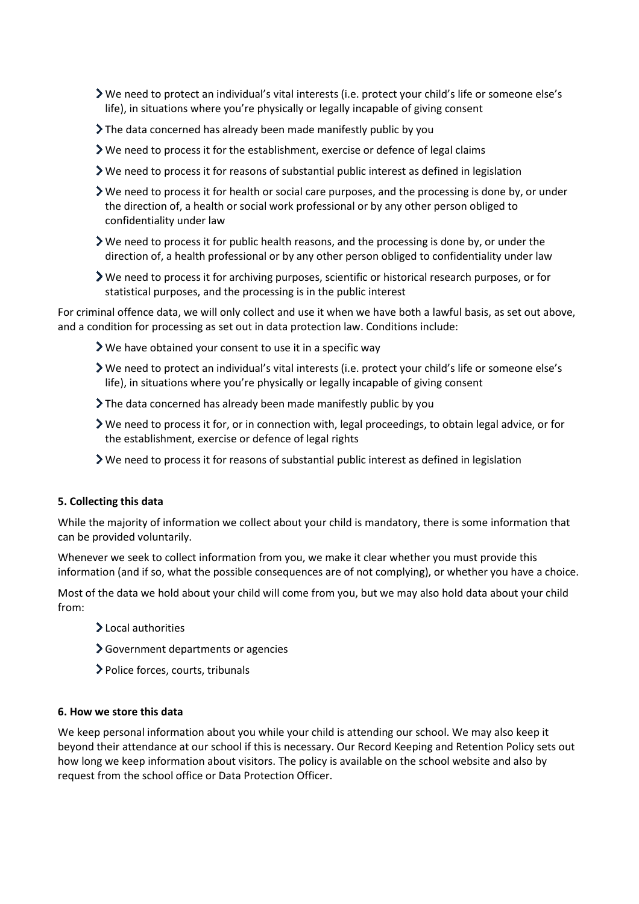- We need to protect an individual's vital interests (i.e. protect your child's life or someone else's life), in situations where you're physically or legally incapable of giving consent
- The data concerned has already been made manifestly public by you
- We need to process it for the establishment, exercise or defence of legal claims
- We need to process it for reasons of substantial public interest as defined in legislation
- We need to process it for health or social care purposes, and the processing is done by, or under the direction of, a health or social work professional or by any other person obliged to confidentiality under law
- We need to process it for public health reasons, and the processing is done by, or under the direction of, a health professional or by any other person obliged to confidentiality under law
- We need to process it for archiving purposes, scientific or historical research purposes, or for statistical purposes, and the processing is in the public interest

For criminal offence data, we will only collect and use it when we have both a lawful basis, as set out above, and a condition for processing as set out in data protection law. Conditions include:

- We have obtained your consent to use it in a specific way
- We need to protect an individual's vital interests (i.e. protect your child's life or someone else's life), in situations where you're physically or legally incapable of giving consent
- The data concerned has already been made manifestly public by you
- We need to process it for, or in connection with, legal proceedings, to obtain legal advice, or for the establishment, exercise or defence of legal rights
- We need to process it for reasons of substantial public interest as defined in legislation

**5. Collecting this data**

While the majority of information we collect about your child is mandatory, there is some information that can be provided voluntarily.

Whenever we seek to collect information from you, we make it clear whether you must provide this information (and if so, what the possible consequences are of not complying), or whether you have a choice.

Most of the data we hold about your child will come from you, but we may also hold data about your child from:

- Local authorities
- Government departments or agencies
- Police forces, courts, tribunals

**6. How we store this data**

We keep personal information about you while your child is attending our school. We may also keep it beyond their attendance at our school if this is necessary. Our Record Keeping and Retention Policy sets out how long we keep information about visitors. The policy is available on the school website and also by request from the school office or Data Protection Officer.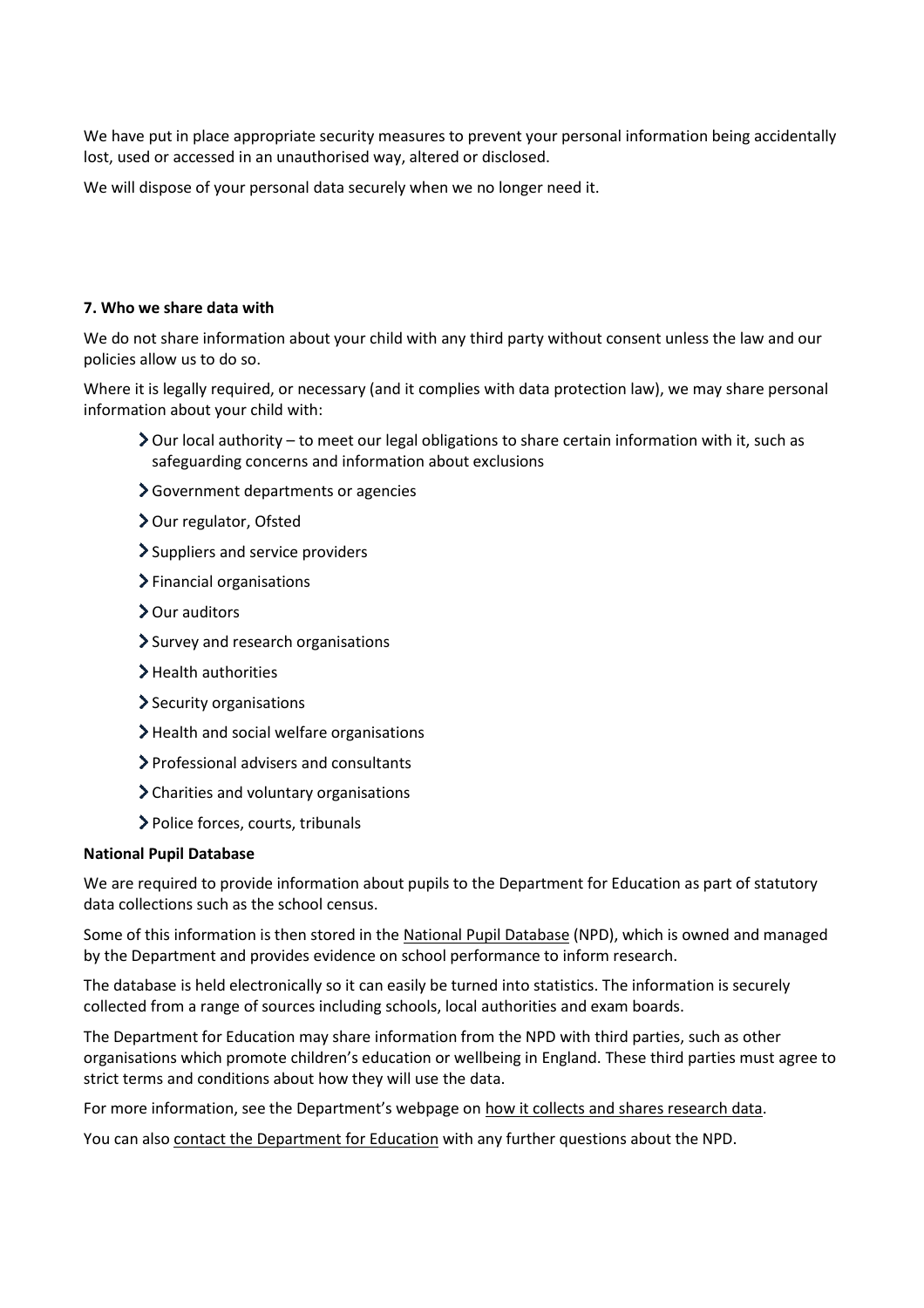We have put in place appropriate security measures to prevent your personal information being accidentally lost, used or accessed in an unauthorised way, altered or disclosed.

We will dispose of your personal data securely when we no longer need it.

**7. Who we share data with**

We do not share information about your child with any third party without consent unless the law and our policies allow us to do so.

Where it is legally required, or necessary (and it complies with data protection law), we may share personal information about your child with:

- Our local authority – to meet our legal obligations to share certain information with it, such as safeguarding concerns and information about exclusions
- Government departments or agencies
- Our regulator, Ofsted
- Suppliers and service providers
- Financial organisations
- Our auditors
- Survey and research organisations
- Health authorities
- Security organisations
- Health and social welfare organisations
- Professional advisers and consultants
- Charities and voluntary organisations
- Police forces, courts, tribunals

**National Pupil Database**

We are required to provide information about pupils to the Department for Education as part of statutory data collections such as the school census.

Some of this information is then stored in the National Pupil Database (NPD), which is owned and managed by the Department and provides evidence on school performance to inform research.

The database is held electronically so it can easily be turned into statistics. The information is securely collected from a range of sources including schools, local authorities and exam boards.

The Department for Education may share information from the NPD with third parties, such as other organisations which promote children's education or wellbeing in England. These third parties must agree to strict terms and conditions about how they will use the data.

For more information, see the Department's webpage on how it collects and shares research data.

You can also contact the Department for Education with any further questions about the NPD.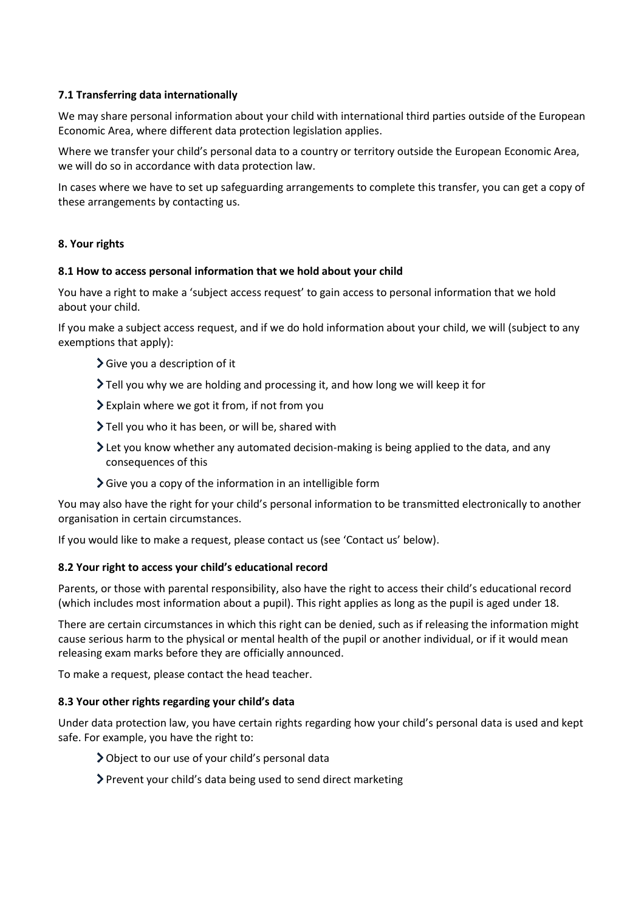### 7.1 Transferring data internationally

We may share personal information about your child with international third parties outside of the European Economic Area, where different data protection legislation applies.

Where we transfer your child's personal data to a country or territory outside the European Economic Area, we will do so in accordance with data protection law.

In cases where we have to set up safeguarding arrangements to complete this transfer, you can get a copy of these arrangements by contacting us.

## 8. Your rights

### 8.1 How to access personal information that we hold about your child

You have a right to make a 'subject access request' to gain access to personal information that we hold about your child.

If you make a subject access request, and if we do hold information about your child, we will (subject to any exemptions that apply):

- Give you a description of it
- Tell you why we are holding and processing it, and how long we will keep it for
- Explain where we got it from, if not from you
- Tell you who it has been, or will be, shared with
- Let you know whether any automated decision-making is being applied to the data, and any consequences of this
- Give you a copy of the information in an intelligible form

You may also have the right for your child's personal information to be transmitted electronically to another organisation in certain circumstances.

If you would like to make a request, please contact us (see 'Contact us' below).

### 8.2 Your right to access your child's educational record

Parents, or those with parental responsibility, also have the right to access their child's educational record (which includes most information about a pupil). This right applies as long as the pupil is aged under 18.

There are certain circumstances in which this right can be denied, such as if releasing the information might cause serious harm to the physical or mental health of the pupil or another individual, or if it would mean releasing exam marks before they are officially announced.

To make a request, please contact the head teacher.

### 8.3 Your other rights regarding your child's data

Under data protection law, you have certain rights regarding how your child's personal data is used and kept safe. For example, you have the right to:

- Object to our use of your child's personal data
- Prevent your child's data being used to send direct marketing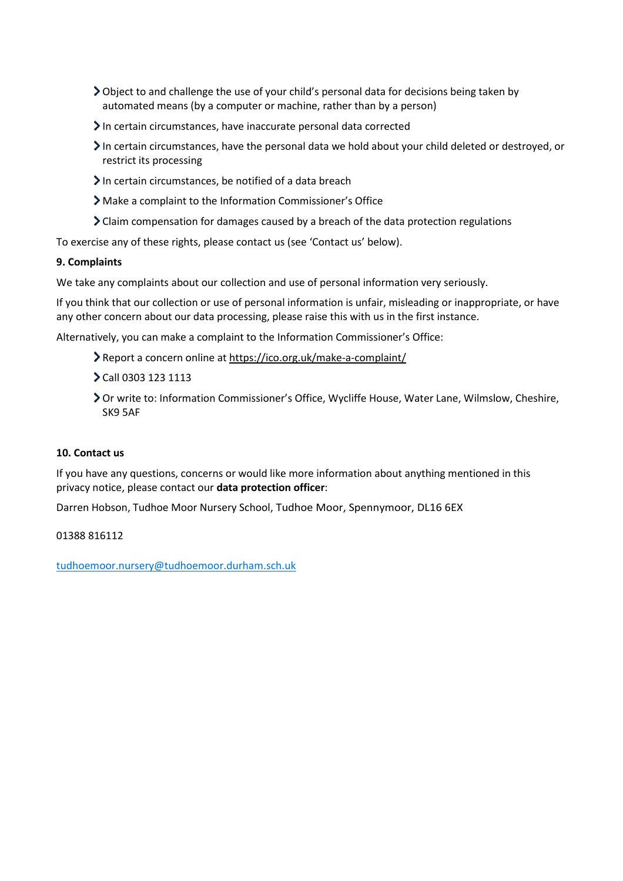- Object to and challenge the use of your child's personal data for decisions being taken by automated means (by a computer or machine, rather than by a person)
- In certain circumstances, have inaccurate personal data corrected
- In certain circumstances, have the personal data we hold about your child deleted or destroyed, or restrict its processing
- In certain circumstances, be notified of a data breach
- Make a complaint to the Information Commissioner's Office
- Claim compensation for damages caused by a breach of the data protection regulations

To exercise any of these rights, please contact us (see 'Contact us' below).

**9. Complaints**

We take any complaints about our collection and use of personal information very seriously.

If you think that our collection or use of personal information is unfair, misleading or inappropriate, or have any other concern about our data processing, please raise this with us in the first instance.

Alternatively, you can make a complaint to the Information Commissioner's Office:

- Report a concern online at https://ico.org.uk/make-a-complaint/
- Call 0303 123 1113
- Or write to: Information Commissioner's Office, Wycliffe House, Water Lane, Wilmslow, Cheshire, SK9 5AF

**10. Contact us**

If you have any questions, concerns or would like more information about anything mentioned in this privacy notice, please contact our **data protection officer**:

Darren Hobson, Tudhoe Moor Nursery School, Tudhoe Moor, Spennymoor, DL16 6EX

01388 816112

tudhoemoor.nursery@tudhoemoor.durham.sch.uk